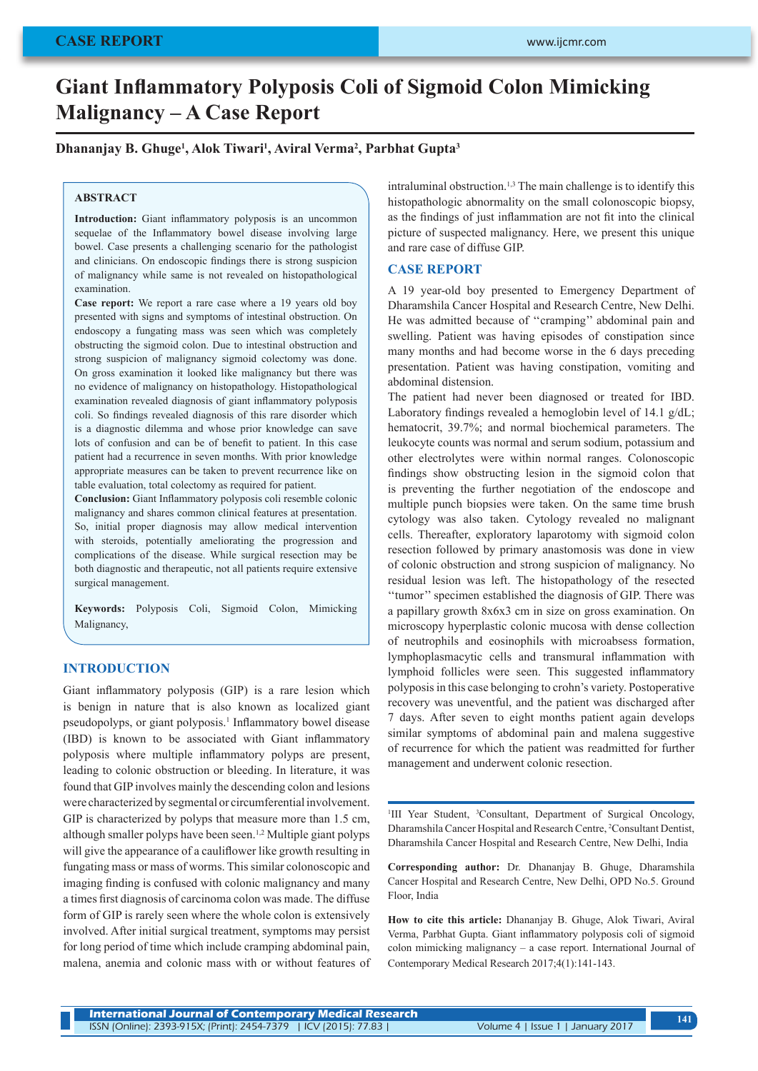# Giant Inflammatory Polyposis Coli of Sigmoid Colon Mimicking Malignancy – A Case Report

**Dhananjay B. Ghuge[1], Alok Tiwari[1], Aviral Verma[2], Parbhat Gupta[3]**

## ABSTRACT

**Introduction:** Giant inflammatory polyposis is an uncommon sequelae of the Inflammatory bowel disease involving large bowel. Case presents a challenging scenario for the pathologist and clinicians. On endoscopic findings there is strong suspicion of malignancy while same is not revealed on histopathological examination.

**Case report:** We report a rare case where a 19 years old boy presented with signs and symptoms of intestinal obstruction. On endoscopy a fungating mass was seen which was completely obstructing the sigmoid colon. Due to intestinal obstruction and strong suspicion of malignancy sigmoid colectomy was done. On gross examination it looked like malignancy but there was no evidence of malignancy on histopathology. Histopathological examination revealed diagnosis of giant inflammatory polyposis coli. So findings revealed diagnosis of this rare disorder which is a diagnostic dilemma and whose prior knowledge can save lots of confusion and can be of benefit to patient. In this case patient had a recurrence in seven months. With prior knowledge appropriate measures can be taken to prevent recurrence like on table evaluation, total colectomy as required for patient.

**Conclusion:** Giant Inflammatory polyposis coli resemble colonic malignancy and shares common clinical features at presentation. So, initial proper diagnosis may allow medical intervention with steroids, potentially ameliorating the progression and complications of the disease. While surgical resection may be both diagnostic and therapeutic, not all patients require extensive surgical management.

**Keywords:** Polyposis Coli, Sigmoid Colon, Mimicking Malignancy,

## INTRODUCTION

Giant inflammatory polyposis (GIP) is a rare lesion which is benign in nature that is also known as localized giant pseudopolyps, or giant polyposis.[1] Inflammatory bowel disease (IBD) is known to be associated with Giant inflammatory polyposis where multiple inflammatory polyps are present, leading to colonic obstruction or bleeding. In literature, it was found that GIP involves mainly the descending colon and lesions were characterized by segmental or circumferential involvement. GIP is characterized by polyps that measure more than 1.5 cm, although smaller polyps have been seen.[1,2] Multiple giant polyps will give the appearance of a cauliflower like growth resulting in fungating mass or mass of worms. This similar colonoscopic and imaging finding is confused with colonic malignancy and many a times first diagnosis of carcinoma colon was made. The diffuse form of GIP is rarely seen where the whole colon is extensively involved. After initial surgical treatment, symptoms may persist for long period of time which include cramping abdominal pain, malena, anemia and colonic mass with or without features of intraluminal obstruction.[1,3] The main challenge is to identify this histopathologic abnormality on the small colonoscopic biopsy, as the findings of just inflammation are not fit into the clinical picture of suspected malignancy. Here, we present this unique and rare case of diffuse GIP.

## CASE REPORT

A 19 year-old boy presented to Emergency Department of Dharamshila Cancer Hospital and Research Centre, New Delhi. He was admitted because of ''cramping'' abdominal pain and swelling. Patient was having episodes of constipation since many months and had become worse in the 6 days preceding presentation. Patient was having constipation, vomiting and abdominal distension.

The patient had never been diagnosed or treated for IBD. Laboratory findings revealed a hemoglobin level of 14.1 g/dL; hematocrit, 39.7%; and normal biochemical parameters. The leukocyte counts was normal and serum sodium, potassium and other electrolytes were within normal ranges. Colonoscopic findings show obstructing lesion in the sigmoid colon that is preventing the further negotiation of the endoscope and multiple punch biopsies were taken. On the same time brush cytology was also taken. Cytology revealed no malignant cells. Thereafter, exploratory laparotomy with sigmoid colon resection followed by primary anastomosis was done in view of colonic obstruction and strong suspicion of malignancy. No residual lesion was left. The histopathology of the resected ''tumor'' specimen established the diagnosis of GIP. There was a papillary growth 8x6x3 cm in size on gross examination. On microscopy hyperplastic colonic mucosa with dense collection of neutrophils and eosinophils with microabsess formation, lymphoplasmacytic cells and transmural inflammation with lymphoid follicles were seen. This suggested inflammatory polyposis in this case belonging to crohn's variety. Postoperative recovery was uneventful, and the patient was discharged after 7 days. After seven to eight months patient again develops similar symptoms of abdominal pain and malena suggestive of recurrence for which the patient was readmitted for further management and underwent colonic resection.

---

[1]III Year Student, [3]Consultant, Department of Surgical Oncology, Dharamshila Cancer Hospital and Research Centre, [2]Consultant Dentist, Dharamshila Cancer Hospital and Research Centre, New Delhi, India

**Corresponding author:** Dr. Dhananjay B. Ghuge, Dharamshila Cancer Hospital and Research Centre, New Delhi, OPD No.5. Ground Floor, India

**How to cite this article:** Dhananjay B. Ghuge, Alok Tiwari, Aviral Verma, Parbhat Gupta. Giant inflammatory polyposis coli of sigmoid colon mimicking malignancy – a case report. International Journal of Contemporary Medical Research 2017;4(1):141-143.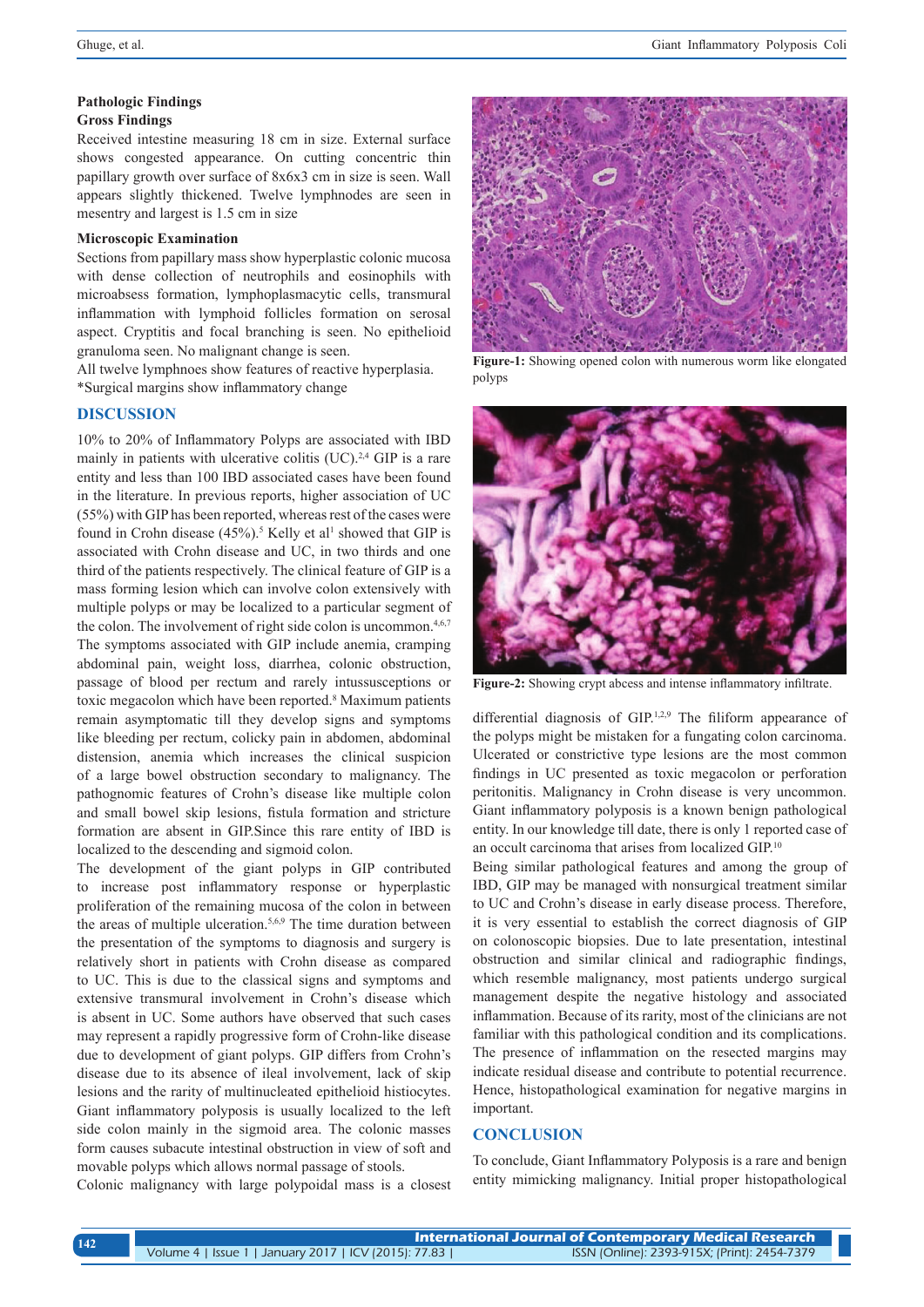### Pathologic Findings

#### Gross Findings

Received intestine measuring 18 cm in size. External surface shows congested appearance. On cutting concentric thin papillary growth over surface of 8x6x3 cm in size is seen. Wall appears slightly thickened. Twelve lymphnodes are seen in mesentry and largest is 1.5 cm in size

#### Microscopic Examination

Sections from papillary mass show hyperplastic colonic mucosa with dense collection of neutrophils and eosinophils with microabsess formation, lymphoplasmacytic cells, transmural inflammation with lymphoid follicles formation on serosal aspect. Cryptitis and focal branching is seen. No epithelioid granuloma seen. No malignant change is seen.

All twelve lymphnoes show features of reactive hyperplasia.

*Surgical margins show inflammatory change

## DISCUSSION

10% to 20% of Inflammatory Polyps are associated with IBD mainly in patients with ulcerative colitis (UC).[2,4] GIP is a rare entity and less than 100 IBD associated cases have been found in the literature. In previous reports, higher association of UC (55%) with GIP has been reported, whereas rest of the cases were found in Crohn disease (45%).[5] Kelly et al[1] showed that GIP is associated with Crohn disease and UC, in two thirds and one third of the patients respectively. The clinical feature of GIP is a mass forming lesion which can involve colon extensively with multiple polyps or may be localized to a particular segment of the colon. The involvement of right side colon is uncommon.[4,6,7] The symptoms associated with GIP include anemia, cramping abdominal pain, weight loss, diarrhea, colonic obstruction, passage of blood per rectum and rarely intussusceptions or toxic megacolon which have been reported.[8] Maximum patients remain asymptomatic till they develop signs and symptoms like bleeding per rectum, colicky pain in abdomen, abdominal distension, anemia which increases the clinical suspicion of a large bowel obstruction secondary to malignancy. The pathognomic features of Crohn's disease like multiple colon and small bowel skip lesions, fistula formation and stricture formation are absent in GIP.Since this rare entity of IBD is localized to the descending and sigmoid colon.

The development of the giant polyps in GIP contributed to increase post inflammatory response or hyperplastic proliferation of the remaining mucosa of the colon in between the areas of multiple ulceration.[5,6,9] The time duration between the presentation of the symptoms to diagnosis and surgery is relatively short in patients with Crohn disease as compared to UC. This is due to the classical signs and symptoms and extensive transmural involvement in Crohn's disease which is absent in UC. Some authors have observed that such cases may represent a rapidly progressive form of Crohn-like disease due to development of giant polyps. GIP differs from Crohn's disease due to its absence of ileal involvement, lack of skip lesions and the rarity of multinucleated epithelioid histiocytes. Giant inflammatory polyposis is usually localized to the left side colon mainly in the sigmoid area. The colonic masses form causes subacute intestinal obstruction in view of soft and movable polyps which allows normal passage of stools.

Colonic malignancy with large polypoidal mass is a closest differential diagnosis of GIP.[1,2,9] The filiform appearance of the polyps might be mistaken for a fungating colon carcinoma. Ulcerated or constrictive type lesions are the most common findings in UC presented as toxic megacolon or perforation peritonitis. Malignancy in Crohn disease is very uncommon. Giant inflammatory polyposis is a known benign pathological entity. In our knowledge till date, there is only 1 reported case of an occult carcinoma that arises from localized GIP.[10]

Being similar pathological features and among the group of IBD, GIP may be managed with nonsurgical treatment similar to UC and Crohn's disease in early disease process. Therefore, it is very essential to establish the correct diagnosis of GIP on colonoscopic biopsies. Due to late presentation, intestinal obstruction and similar clinical and radiographic findings, which resemble malignancy, most patients undergo surgical management despite the negative histology and associated inflammation. Because of its rarity, most of the clinicians are not familiar with this pathological condition and its complications. The presence of inflammation on the resected margins may indicate residual disease and contribute to potential recurrence. Hence, histopathological examination for negative margins in important.

**Figure-1:** Showing opened colon with numerous worm like elongated polyps

**Figure-2:** Showing crypt abcess and intense inflammatory infiltrate.

## CONCLUSION

To conclude, Giant Inflammatory Polyposis is a rare and benign entity mimicking malignancy. Initial proper histopathological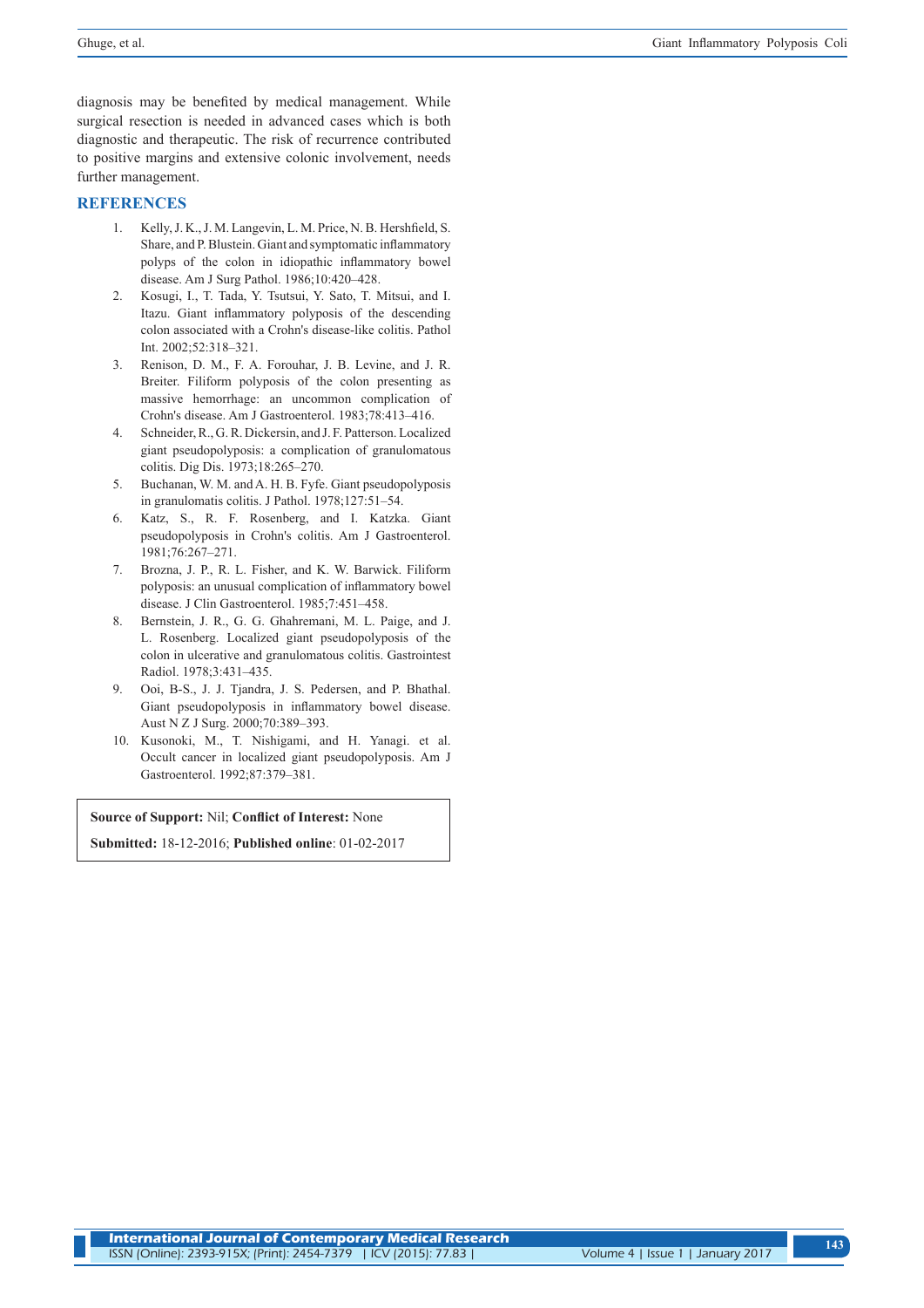diagnosis may be benefited by medical management. While surgical resection is needed in advanced cases which is both diagnostic and therapeutic. The risk of recurrence contributed to positive margins and extensive colonic involvement, needs further management.

## REFERENCES

1. Kelly, J. K., J. M. Langevin, L. M. Price, N. B. Hershfield, S. Share, and P. Blustein. Giant and symptomatic inflammatory polyps of the colon in idiopathic inflammatory bowel disease. Am J Surg Pathol. 1986;10:420–428.
2. Kosugi, I., T. Tada, Y. Tsutsui, Y. Sato, T. Mitsui, and I. Itazu. Giant inflammatory polyposis of the descending colon associated with a Crohn's disease-like colitis. Pathol Int. 2002;52:318–321.
3. Renison, D. M., F. A. Forouhar, J. B. Levine, and J. R. Breiter. Filiform polyposis of the colon presenting as massive hemorrhage: an uncommon complication of Crohn's disease. Am J Gastroenterol. 1983;78:413–416.
4. Schneider, R., G. R. Dickersin, and J. F. Patterson. Localized giant pseudopolyposis: a complication of granulomatous colitis. Dig Dis. 1973;18:265–270.
5. Buchanan, W. M. and A. H. B. Fyfe. Giant pseudopolyposis in granulomatis colitis. J Pathol. 1978;127:51–54.
6. Katz, S., R. F. Rosenberg, and I. Katzka. Giant pseudopolyposis in Crohn's colitis. Am J Gastroenterol. 1981;76:267–271.
7. Brozna, J. P., R. L. Fisher, and K. W. Barwick. Filiform polyposis: an unusual complication of inflammatory bowel disease. J Clin Gastroenterol. 1985;7:451–458.
8. Bernstein, J. R., G. G. Ghahremani, M. L. Paige, and J. L. Rosenberg. Localized giant pseudopolyposis of the colon in ulcerative and granulomatous colitis. Gastrointest Radiol. 1978;3:431–435.
9. Ooi, B-S., J. J. Tjandra, J. S. Pedersen, and P. Bhathal. Giant pseudopolyposis in inflammatory bowel disease. Aust N Z J Surg. 2000;70:389–393.
10. Kusonoki, M., T. Nishigami, and H. Yanagi. et al. Occult cancer in localized giant pseudopolyposis. Am J Gastroenterol. 1992;87:379–381.

**Source of Support:** Nil; **Conflict of Interest:** None

**Submitted:** 18-12-2016; **Published online**: 01-02-2017